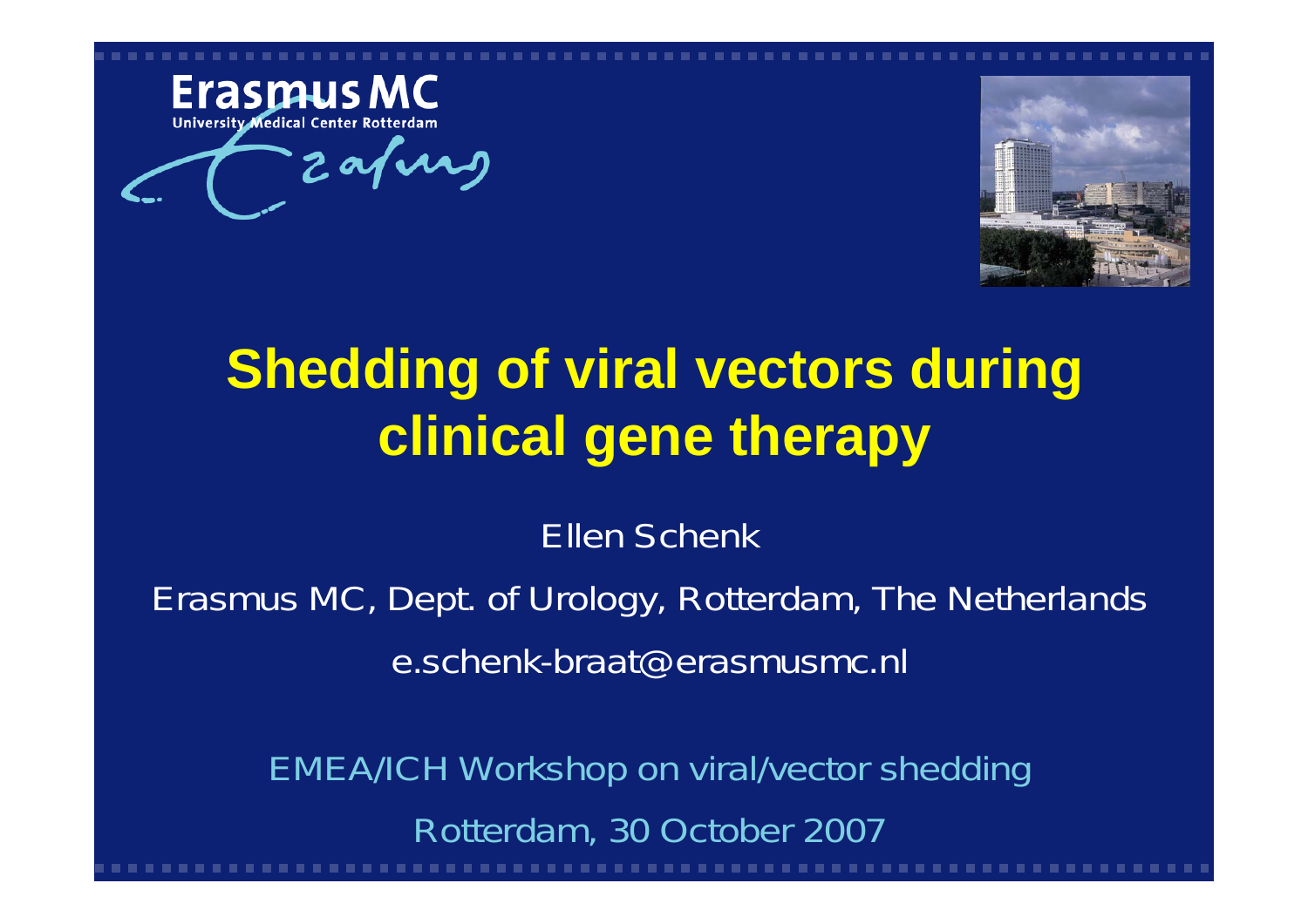Erasmus MC
University Medical Center Rotterdam

# Shedding of viral vectors during clinical gene therapy

Ellen Schenk

Erasmus MC, Dept. of Urology, Rotterdam, The Netherlands

e.schenk-braat@erasmusmc.nl

EMEA/ICH Workshop on viral/vector shedding

Rotterdam, 30 October 2007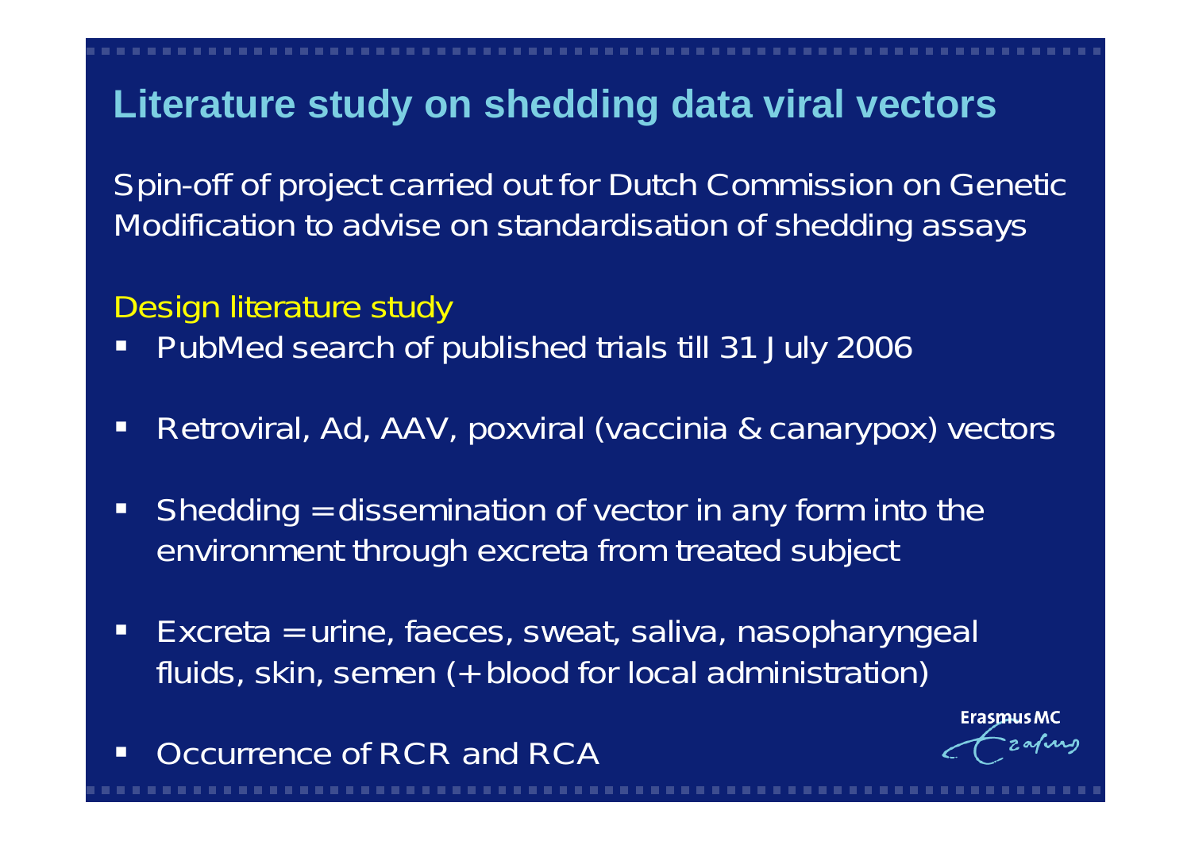# Literature study on shedding data viral vectors

Spin-off of project carried out for Dutch Commission on Genetic Modification to advise on standardisation of shedding assays

Design literature study

- PubMed search of published trials till 31 July 2006
- Retroviral, Ad, AAV, poxviral (vaccinia & canarypox) vectors
- Shedding = dissemination of vector in any form into the environment through excreta from treated subject
- Excreta = urine, faeces, sweat, saliva, nasopharyngeal fluids, skin, semen (+ blood for local administration)
- Occurrence of RCR and RCA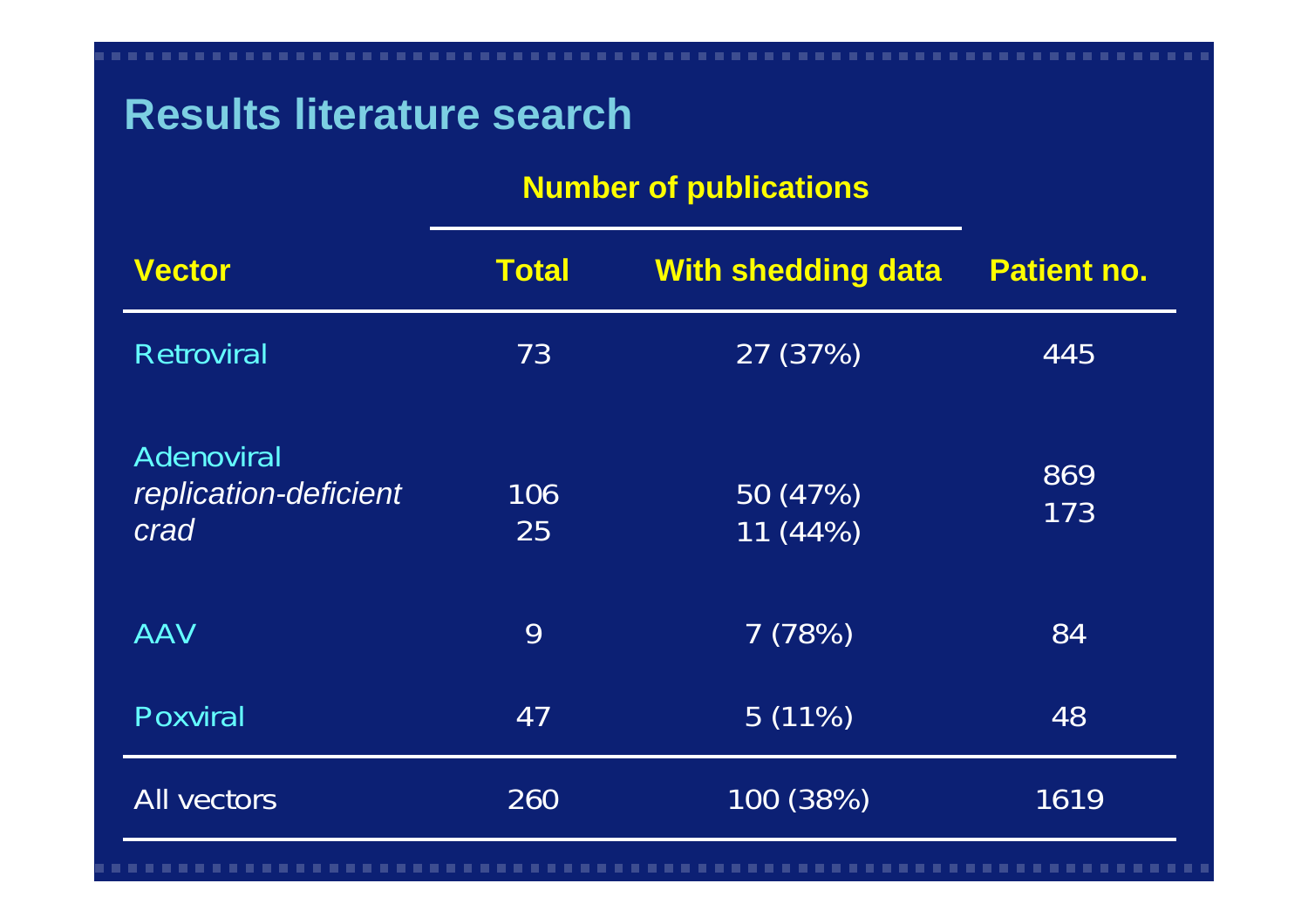# Results literature search

| Vector | Number of publications | | Patient no. |
|---|---|---|---|
| | Total | With shedding data | |
| Retroviral | 73 | 27 (37%) | 445 |
| Adenoviral | | | |
| *replication-deficient* | 106 | 50 (47%) | 869 |
| *crad* | 25 | 11 (44%) | 173 |
| AAV | 9 | 7 (78%) | 84 |
| Poxviral | 47 | 5 (11%) | 48 |
| All vectors | 260 | 100 (38%) | 1619 |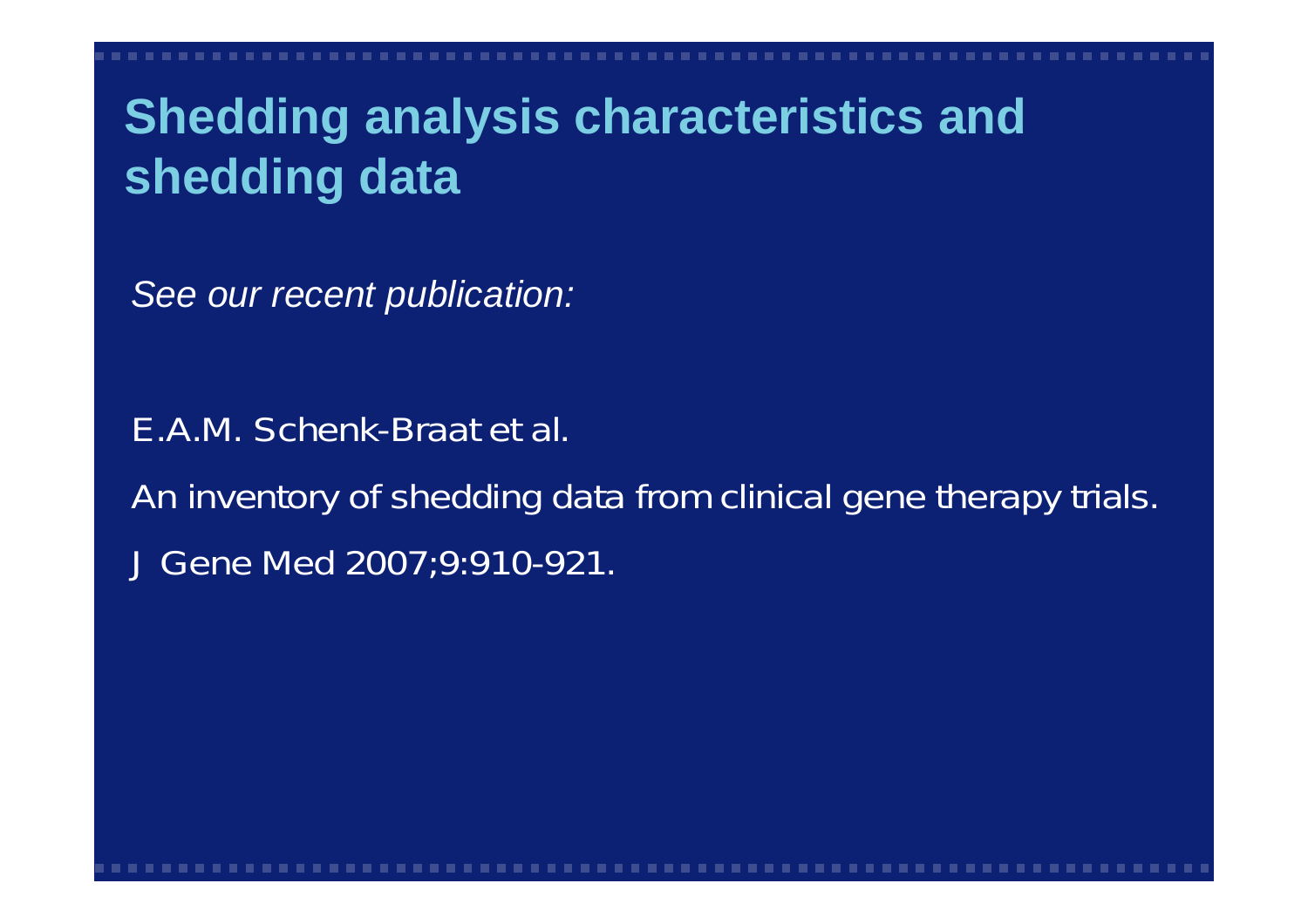# Shedding analysis characteristics and shedding data

*See our recent publication:*

E.A.M. Schenk-Braat et al.

An inventory of shedding data from clinical gene therapy trials.

J Gene Med 2007;9:910-921.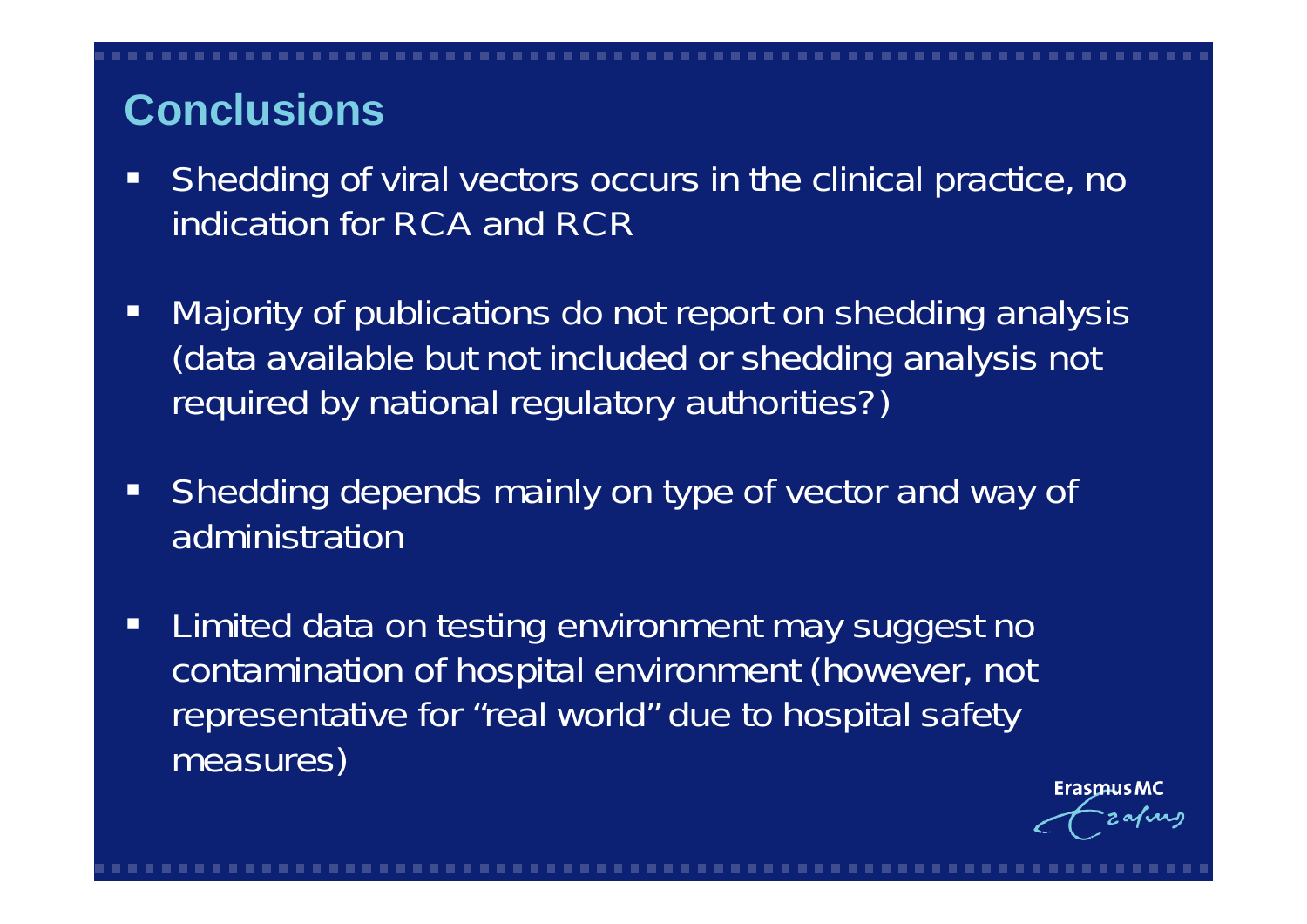## Conclusions

- Shedding of viral vectors occurs in the clinical practice, no indication for RCA and RCR
- Majority of publications do not report on shedding analysis (data available but not included or shedding analysis not required by national regulatory authorities?)
- Shedding depends mainly on type of vector and way of administration
- Limited data on testing environment may suggest no contamination of hospital environment (however, not representative for "real world" due to hospital safety measures)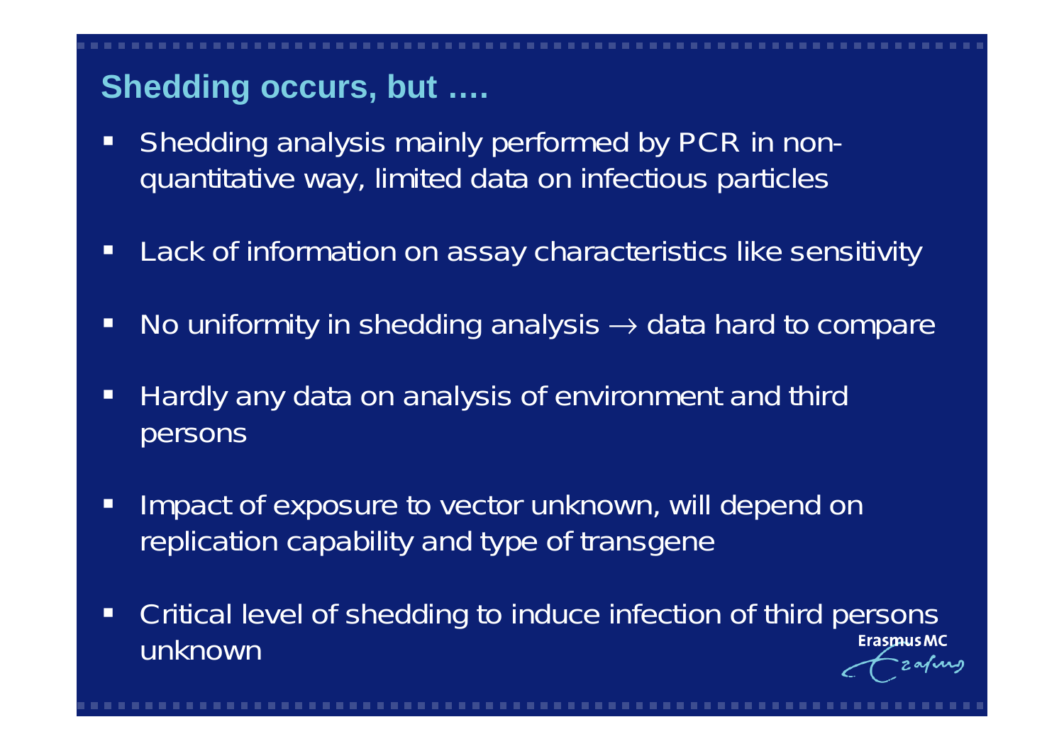## Shedding occurs, but ….

- Shedding analysis mainly performed by PCR in non-quantitative way, limited data on infectious particles
- Lack of information on assay characteristics like sensitivity
- No uniformity in shedding analysis → data hard to compare
- Hardly any data on analysis of environment and third persons
- Impact of exposure to vector unknown, will depend on replication capability and type of transgene
- Critical level of shedding to induce infection of third persons unknown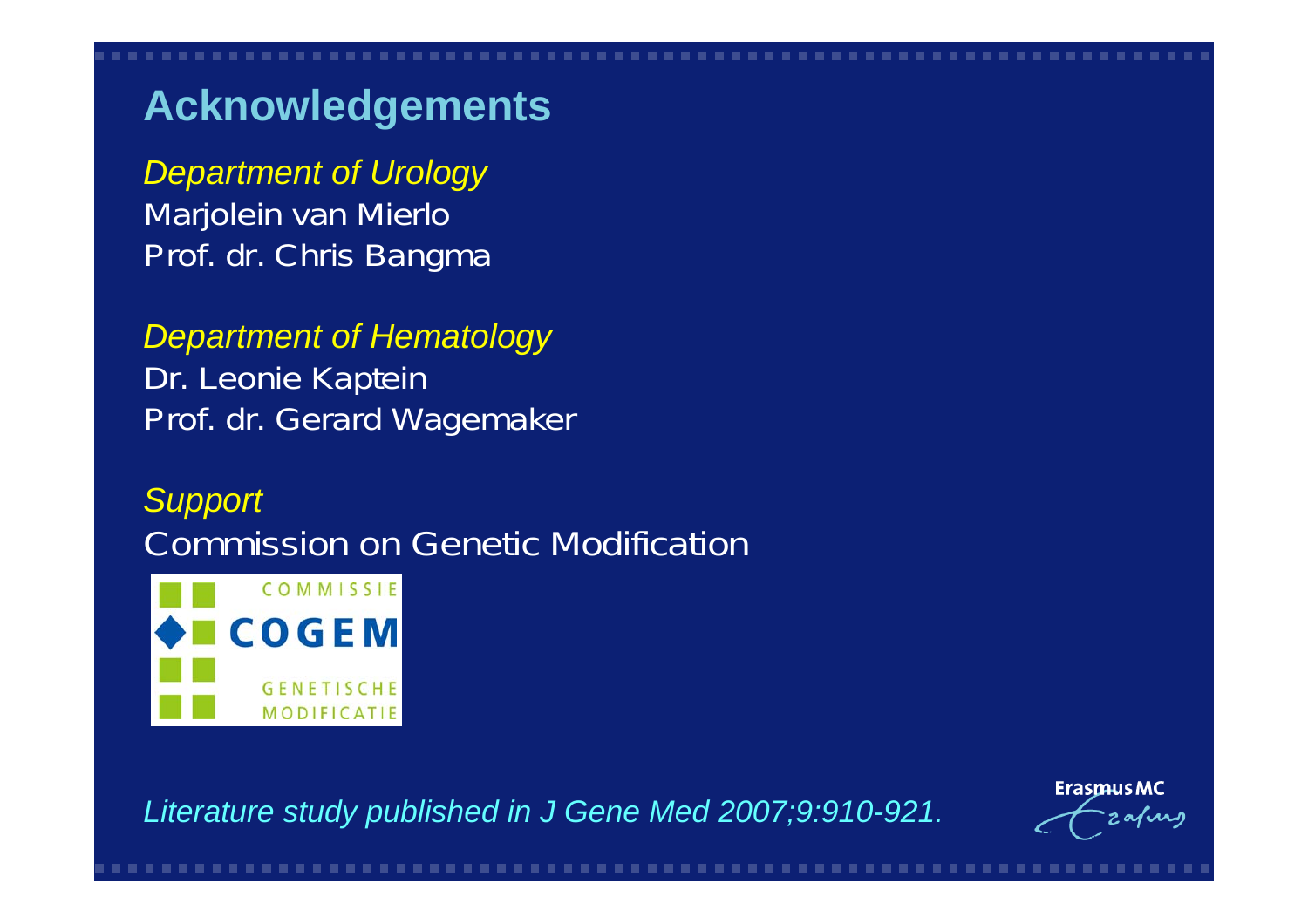# Acknowledgements

*Department of Urology*

Marjolein van Mierlo
Prof. dr. Chris Bangma

*Department of Hematology*

Dr. Leonie Kaptein
Prof. dr. Gerard Wagemaker

*Support*

Commission on Genetic Modification

COMMISSIE COGEM GENETISCHE MODIFICATIE

*Literature study published in J Gene Med 2007;9:910-921.*

Erasmus MC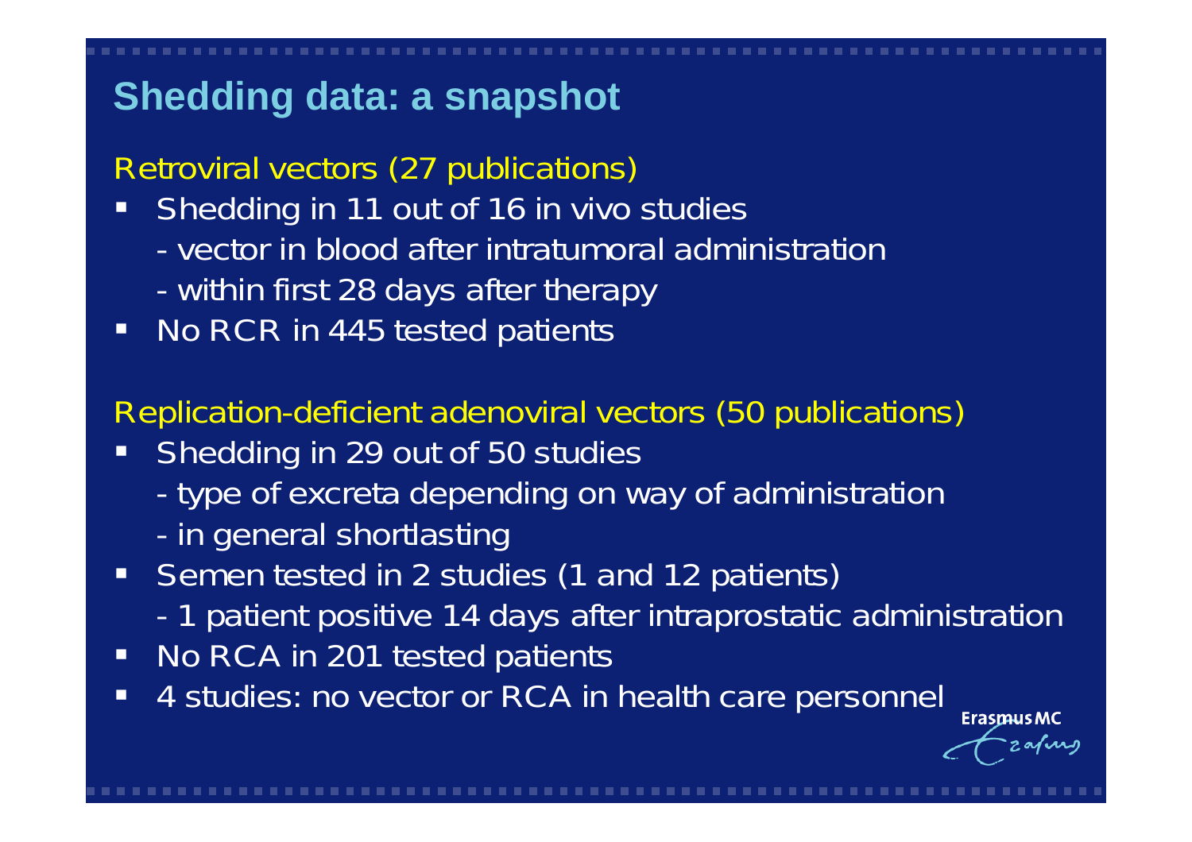# Shedding data: a snapshot

Retroviral vectors (27 publications)

- Shedding in 11 out of 16 in vivo studies
  - vector in blood after intratumoral administration
  - within first 28 days after therapy
- No RCR in 445 tested patients

Replication-deficient adenoviral vectors (50 publications)

- Shedding in 29 out of 50 studies
  - type of excreta depending on way of administration
  - in general shortlasting
- Semen tested in 2 studies (1 and 12 patients)
  - 1 patient positive 14 days after intraprostatic administration
- No RCA in 201 tested patients
- 4 studies: no vector or RCA in health care personnel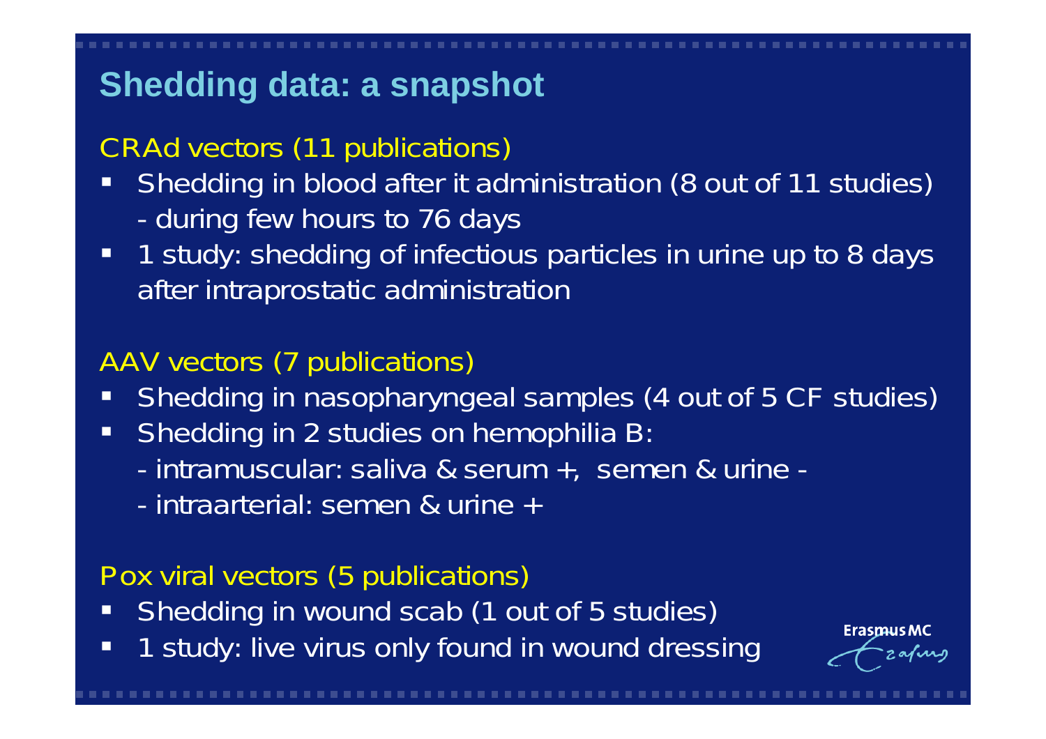# Shedding data: a snapshot

## CRAd vectors (11 publications)

- Shedding in blood after it administration (8 out of 11 studies)
  - during few hours to 76 days
- 1 study: shedding of infectious particles in urine up to 8 days after intraprostatic administration

## AAV vectors (7 publications)

- Shedding in nasopharyngeal samples (4 out of 5 CF studies)
- Shedding in 2 studies on hemophilia B:
  - intramuscular: saliva & serum +, semen & urine -
  - intraarterial: semen & urine +

## Pox viral vectors (5 publications)

- Shedding in wound scab (1 out of 5 studies)
- 1 study: live virus only found in wound dressing

Erasmus MC